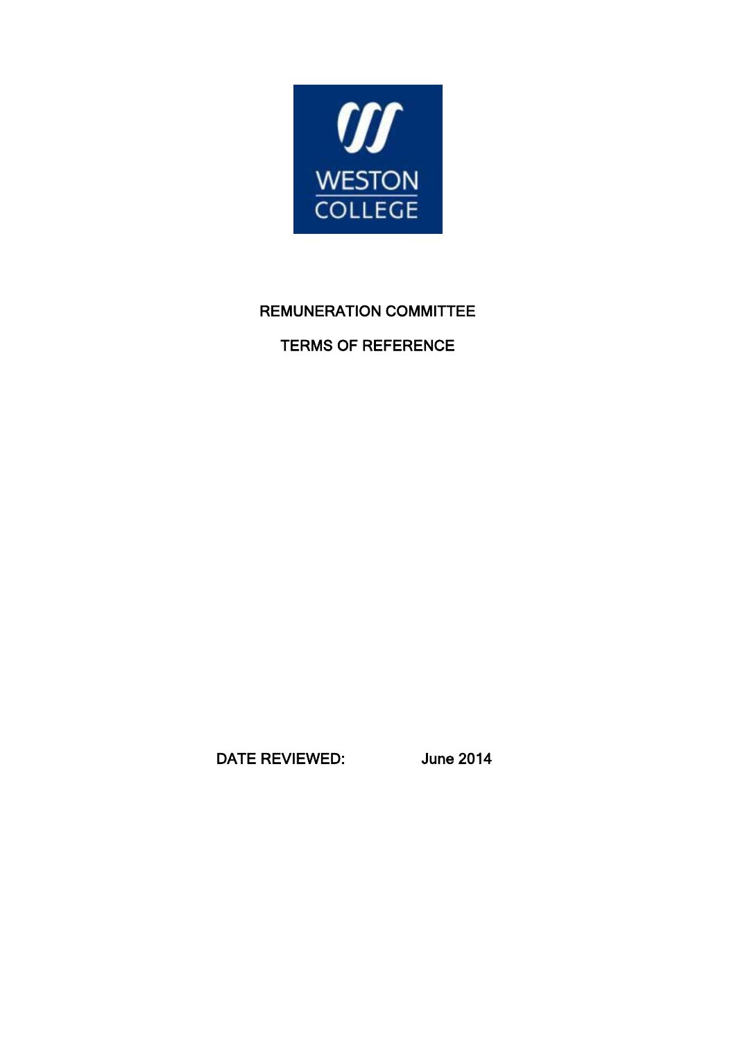WESTON COLLEGE

# REMUNERATION COMMITTEE

# TERMS OF REFERENCE

**DATE REVIEWED:** June 2014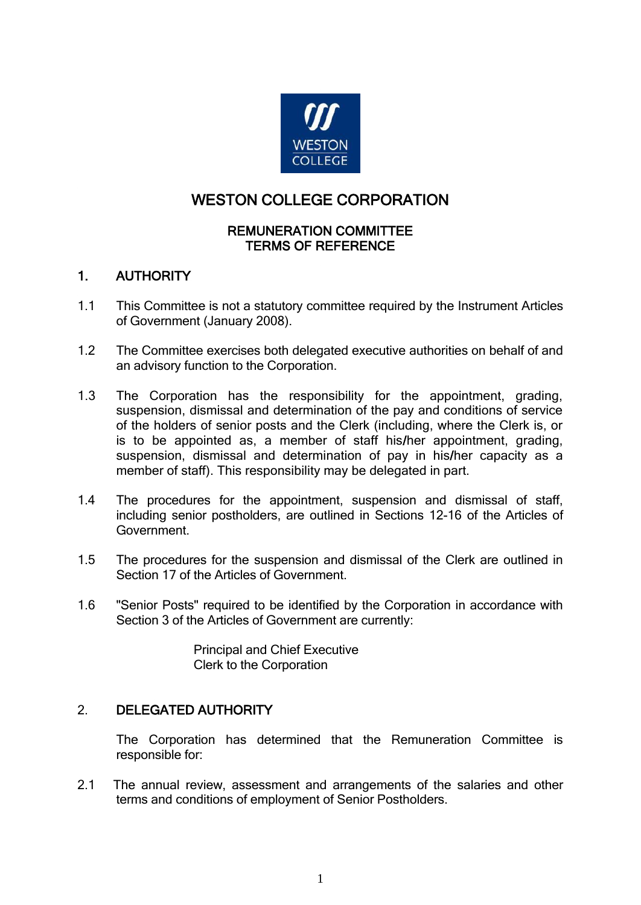# WESTON COLLEGE CORPORATION

## REMUNERATION COMMITTEE
## TERMS OF REFERENCE

### 1. AUTHORITY

1.1 This Committee is not a statutory committee required by the Instrument Articles of Government (January 2008).

1.2 The Committee exercises both delegated executive authorities on behalf of and an advisory function to the Corporation.

1.3 The Corporation has the responsibility for the appointment, grading, suspension, dismissal and determination of the pay and conditions of service of the holders of senior posts and the Clerk (including, where the Clerk is, or is to be appointed as, a member of staff his/her appointment, grading, suspension, dismissal and determination of pay in his/her capacity as a member of staff). This responsibility may be delegated in part.

1.4 The procedures for the appointment, suspension and dismissal of staff, including senior postholders, are outlined in Sections 12-16 of the Articles of Government.

1.5 The procedures for the suspension and dismissal of the Clerk are outlined in Section 17 of the Articles of Government.

1.6 "Senior Posts" required to be identified by the Corporation in accordance with Section 3 of the Articles of Government are currently:

Principal and Chief Executive
Clerk to the Corporation

### 2. DELEGATED AUTHORITY

The Corporation has determined that the Remuneration Committee is responsible for:

2.1 The annual review, assessment and arrangements of the salaries and other terms and conditions of employment of Senior Postholders.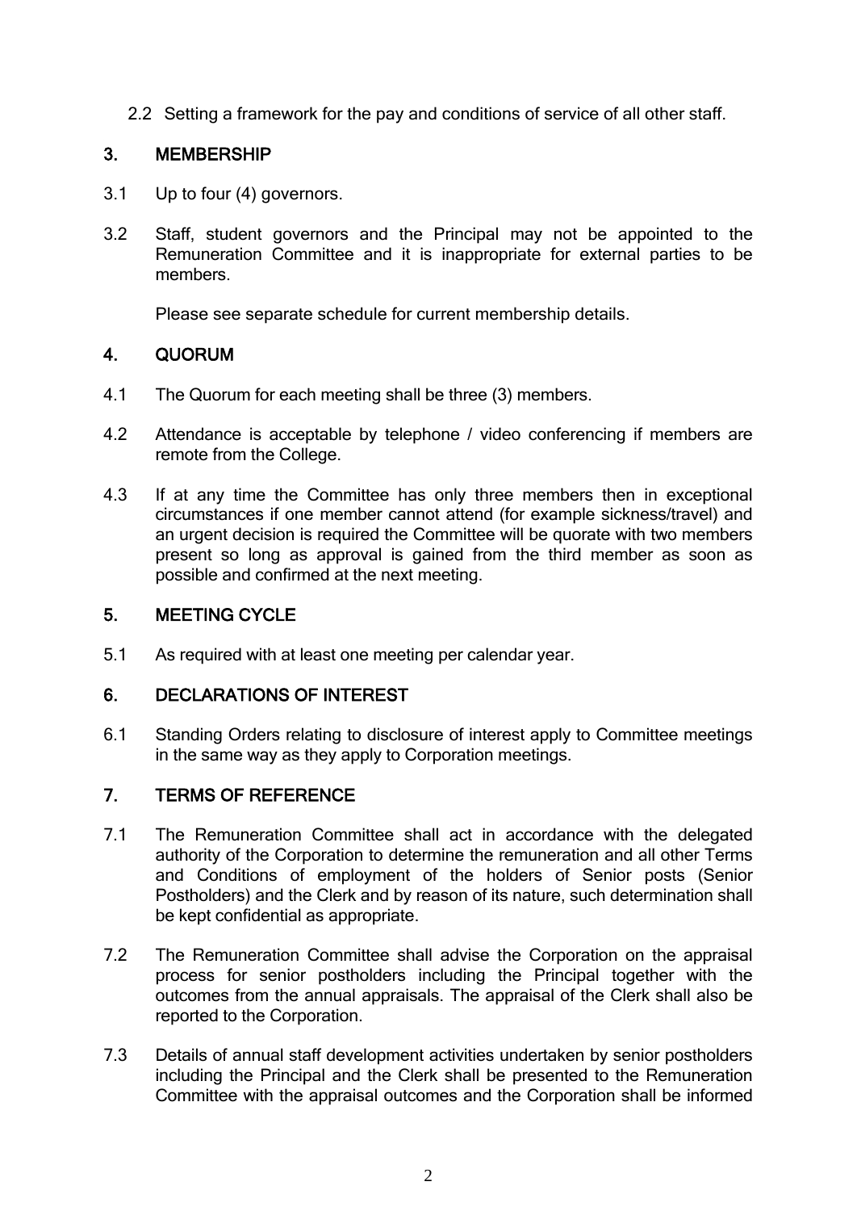2.2 Setting a framework for the pay and conditions of service of all other staff.

## 3. MEMBERSHIP

3.1 Up to four (4) governors.

3.2 Staff, student governors and the Principal may not be appointed to the Remuneration Committee and it is inappropriate for external parties to be members.

Please see separate schedule for current membership details.

## 4. QUORUM

4.1 The Quorum for each meeting shall be three (3) members.

4.2 Attendance is acceptable by telephone / video conferencing if members are remote from the College.

4.3 If at any time the Committee has only three members then in exceptional circumstances if one member cannot attend (for example sickness/travel) and an urgent decision is required the Committee will be quorate with two members present so long as approval is gained from the third member as soon as possible and confirmed at the next meeting.

## 5. MEETING CYCLE

5.1 As required with at least one meeting per calendar year.

## 6. DECLARATIONS OF INTEREST

6.1 Standing Orders relating to disclosure of interest apply to Committee meetings in the same way as they apply to Corporation meetings.

## 7. TERMS OF REFERENCE

7.1 The Remuneration Committee shall act in accordance with the delegated authority of the Corporation to determine the remuneration and all other Terms and Conditions of employment of the holders of Senior posts (Senior Postholders) and the Clerk and by reason of its nature, such determination shall be kept confidential as appropriate.

7.2 The Remuneration Committee shall advise the Corporation on the appraisal process for senior postholders including the Principal together with the outcomes from the annual appraisals. The appraisal of the Clerk shall also be reported to the Corporation.

7.3 Details of annual staff development activities undertaken by senior postholders including the Principal and the Clerk shall be presented to the Remuneration Committee with the appraisal outcomes and the Corporation shall be informed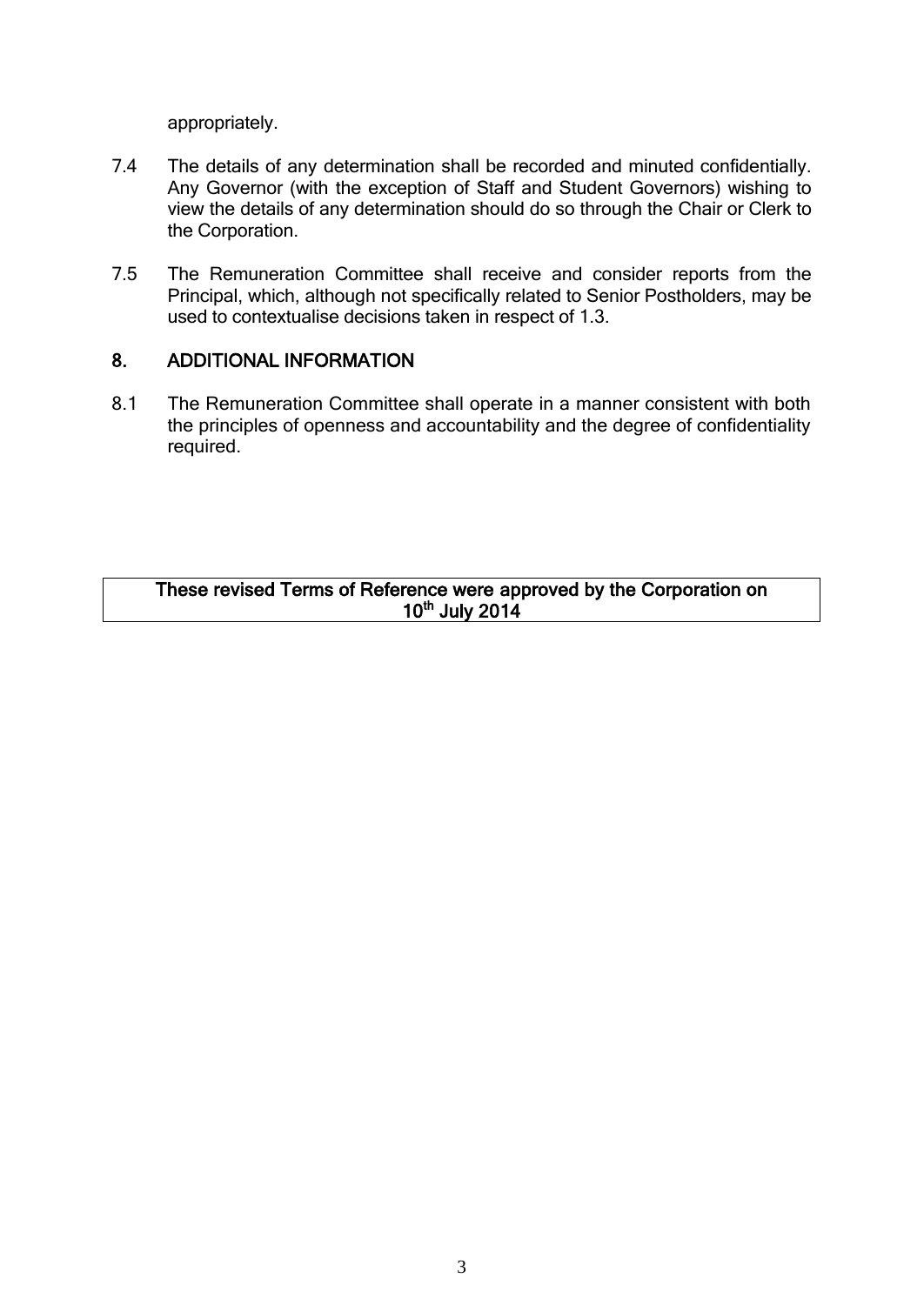appropriately.

7.4 The details of any determination shall be recorded and minuted confidentially. Any Governor (with the exception of Staff and Student Governors) wishing to view the details of any determination should do so through the Chair or Clerk to the Corporation.

7.5 The Remuneration Committee shall receive and consider reports from the Principal, which, although not specifically related to Senior Postholders, may be used to contextualise decisions taken in respect of 1.3.

## 8. ADDITIONAL INFORMATION

8.1 The Remuneration Committee shall operate in a manner consistent with both the principles of openness and accountability and the degree of confidentiality required.

**These revised Terms of Reference were approved by the Corporation on 10th July 2014**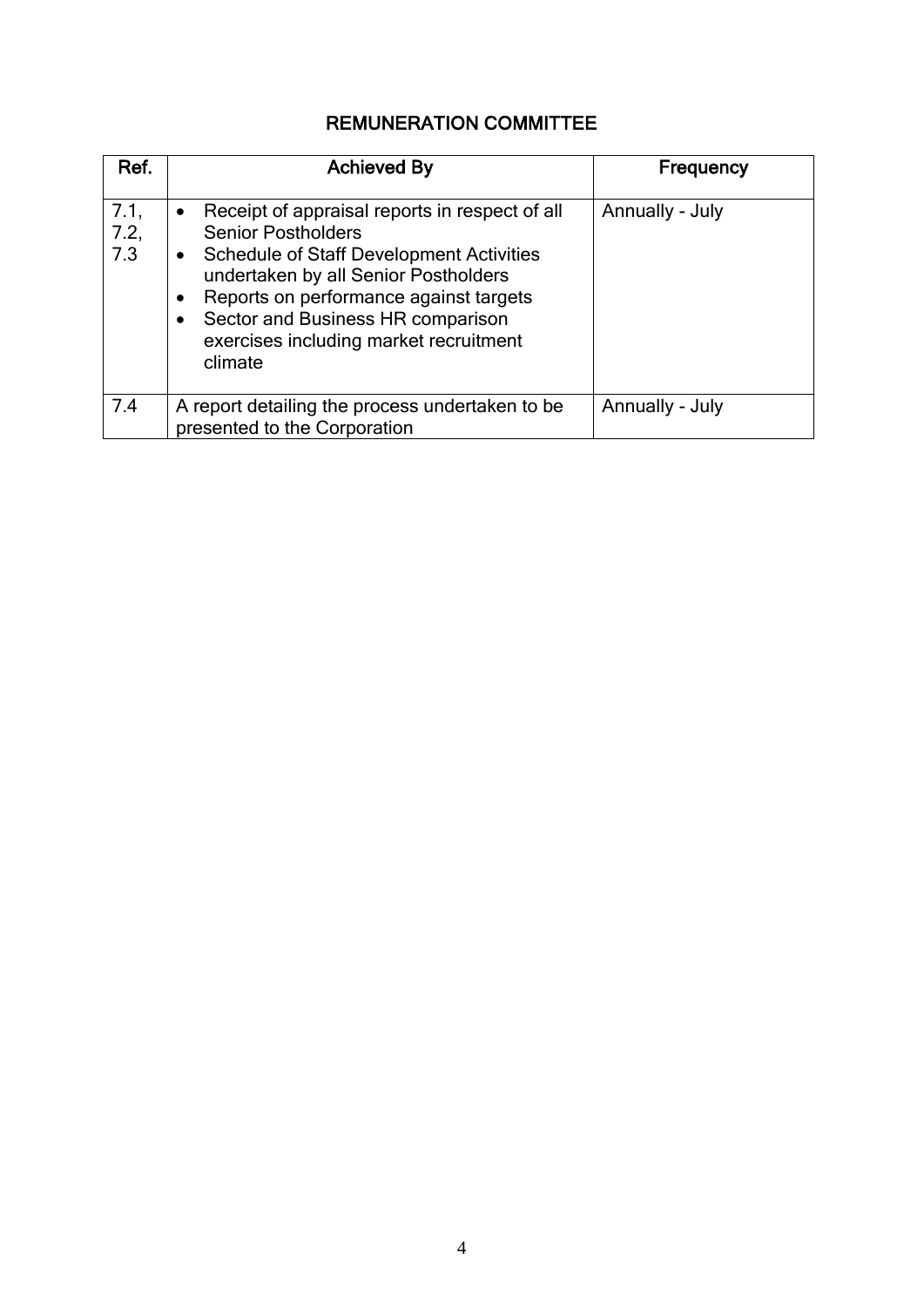# REMUNERATION COMMITTEE

| Ref. | Achieved By | Frequency |
|---|---|---|
| 7.1, 7.2, 7.3 | • Receipt of appraisal reports in respect of all Senior Postholders<br>• Schedule of Staff Development Activities undertaken by all Senior Postholders<br>• Reports on performance against targets<br>• Sector and Business HR comparison exercises including market recruitment climate | Annually - July |
| 7.4 | A report detailing the process undertaken to be presented to the Corporation | Annually - July |